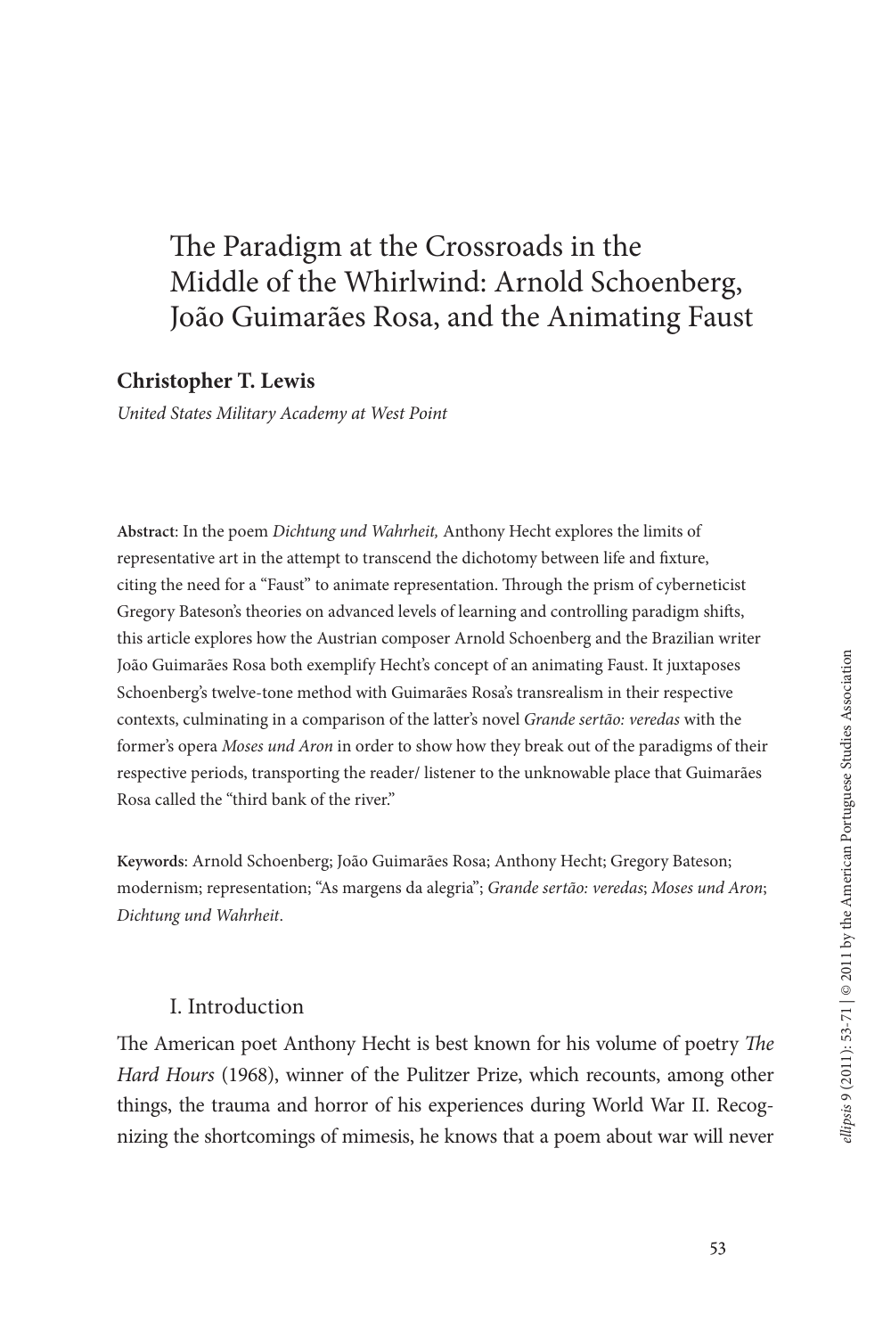# The Paradigm at the Crossroads in the Middle of the Whirlwind: Arnold Schoenberg, João Guimarães Rosa, and the Animating Faust

**Christopher T. Lewis**

*United States Military Academy at West Point*

**Abstract**: In the poem *Dichtung und Wahrheit,* Anthony Hecht explores the limits of representative art in the attempt to transcend the dichotomy between life and fixture, citing the need for a "Faust" to animate representation. Through the prism of cyberneticist Gregory Bateson's theories on advanced levels of learning and controlling paradigm shifts, this article explores how the Austrian composer Arnold Schoenberg and the Brazilian writer João Guimarães Rosa both exemplify Hecht's concept of an animating Faust. It juxtaposes Schoenberg's twelve-tone method with Guimarães Rosa's transrealism in their respective contexts, culminating in a comparison of the latter's novel *Grande sertão: veredas* with the former's opera *Moses und Aron* in order to show how they break out of the paradigms of their respective periods, transporting the reader/ listener to the unknowable place that Guimarães Rosa called the "third bank of the river."

**Keywords**: Arnold Schoenberg; João Guimarães Rosa; Anthony Hecht; Gregory Bateson; modernism; representation; "As margens da alegria"; *Grande sertão: veredas*; *Moses und Aron*; *Dichtung und Wahrheit*.

## I. Introduction

The American poet Anthony Hecht is best known for his volume of poetry *The Hard Hours* (1968), winner of the Pulitzer Prize, which recounts, among other things, the trauma and horror of his experiences during World War II. Recognizing the shortcomings of mimesis, he knows that a poem about war will never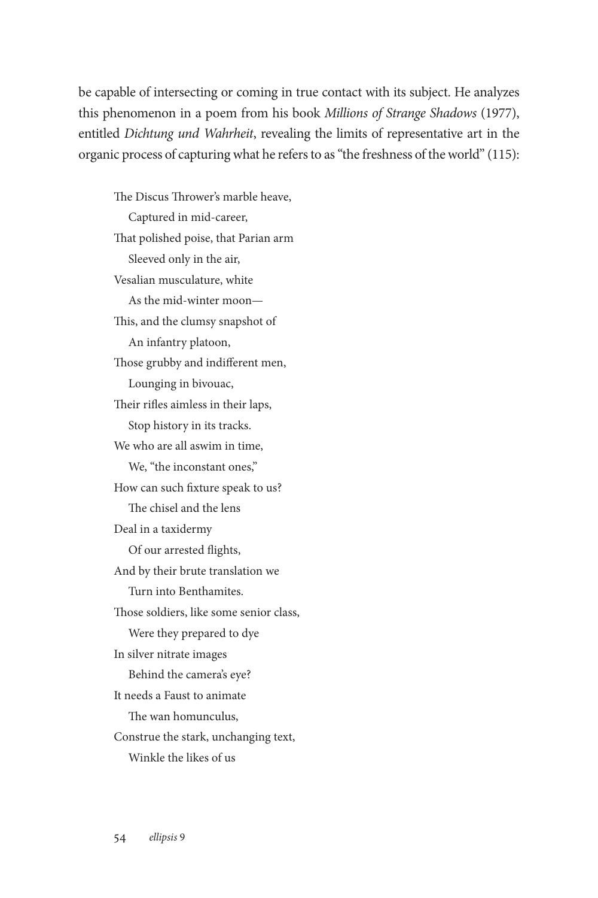be capable of intersecting or coming in true contact with its subject. He analyzes this phenomenon in a poem from his book *Millions of Strange Shadows* (1977), entitled *Dichtung und Wahrheit*, revealing the limits of representative art in the organic process of capturing what he refers to as "the freshness of the world" (115):

> The Discus Thrower's marble heave,
> &nbsp;&nbsp;&nbsp;&nbsp;Captured in mid-career,
> That polished poise, that Parian arm
> &nbsp;&nbsp;&nbsp;&nbsp;Sleeved only in the air,
> Vesalian musculature, white
> &nbsp;&nbsp;&nbsp;&nbsp;As the mid-winter moon—
> This, and the clumsy snapshot of
> &nbsp;&nbsp;&nbsp;&nbsp;An infantry platoon,
> Those grubby and indifferent men,
> &nbsp;&nbsp;&nbsp;&nbsp;Lounging in bivouac,
> Their rifles aimless in their laps,
> &nbsp;&nbsp;&nbsp;&nbsp;Stop history in its tracks.
> We who are all aswim in time,
> &nbsp;&nbsp;&nbsp;&nbsp;We, "the inconstant ones,"
> How can such fixture speak to us?
> &nbsp;&nbsp;&nbsp;&nbsp;The chisel and the lens
> Deal in a taxidermy
> &nbsp;&nbsp;&nbsp;&nbsp;Of our arrested flights,
> And by their brute translation we
> &nbsp;&nbsp;&nbsp;&nbsp;Turn into Benthamites.
> Those soldiers, like some senior class,
> &nbsp;&nbsp;&nbsp;&nbsp;Were they prepared to dye
> In silver nitrate images
> &nbsp;&nbsp;&nbsp;&nbsp;Behind the camera's eye?
> It needs a Faust to animate
> &nbsp;&nbsp;&nbsp;&nbsp;The wan homunculus,
> Construe the stark, unchanging text,
> &nbsp;&nbsp;&nbsp;&nbsp;Winkle the likes of us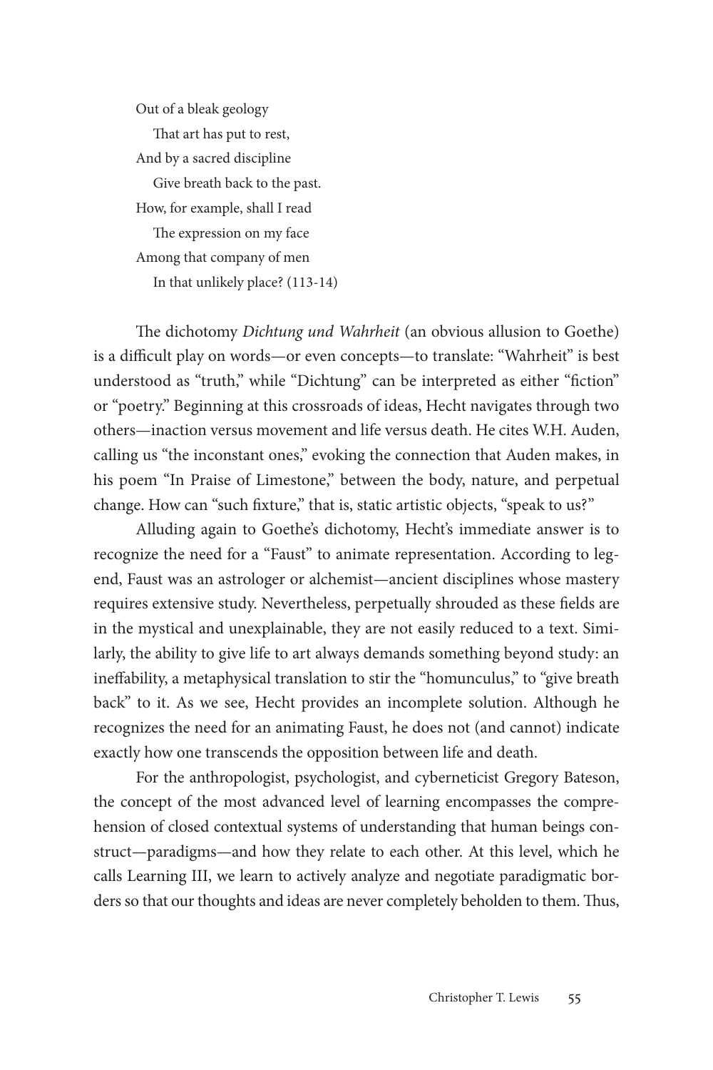Out of a bleak geology  
    That art has put to rest,  
And by a sacred discipline  
    Give breath back to the past.  
How, for example, shall I read  
    The expression on my face  
Among that company of men  
    In that unlikely place? (113-14)

The dichotomy *Dichtung und Wahrheit* (an obvious allusion to Goethe) is a difficult play on words—or even concepts—to translate: "Wahrheit" is best understood as "truth," while "Dichtung" can be interpreted as either "fiction" or "poetry." Beginning at this crossroads of ideas, Hecht navigates through two others—inaction versus movement and life versus death. He cites W.H. Auden, calling us "the inconstant ones," evoking the connection that Auden makes, in his poem "In Praise of Limestone," between the body, nature, and perpetual change. How can "such fixture," that is, static artistic objects, "speak to us?"

Alluding again to Goethe's dichotomy, Hecht's immediate answer is to recognize the need for a "Faust" to animate representation. According to legend, Faust was an astrologer or alchemist—ancient disciplines whose mastery requires extensive study. Nevertheless, perpetually shrouded as these fields are in the mystical and unexplainable, they are not easily reduced to a text. Similarly, the ability to give life to art always demands something beyond study: an ineffability, a metaphysical translation to stir the "homunculus," to "give breath back" to it. As we see, Hecht provides an incomplete solution. Although he recognizes the need for an animating Faust, he does not (and cannot) indicate exactly how one transcends the opposition between life and death.

For the anthropologist, psychologist, and cyberneticist Gregory Bateson, the concept of the most advanced level of learning encompasses the comprehension of closed contextual systems of understanding that human beings construct—paradigms—and how they relate to each other. At this level, which he calls Learning III, we learn to actively analyze and negotiate paradigmatic borders so that our thoughts and ideas are never completely beholden to them. Thus,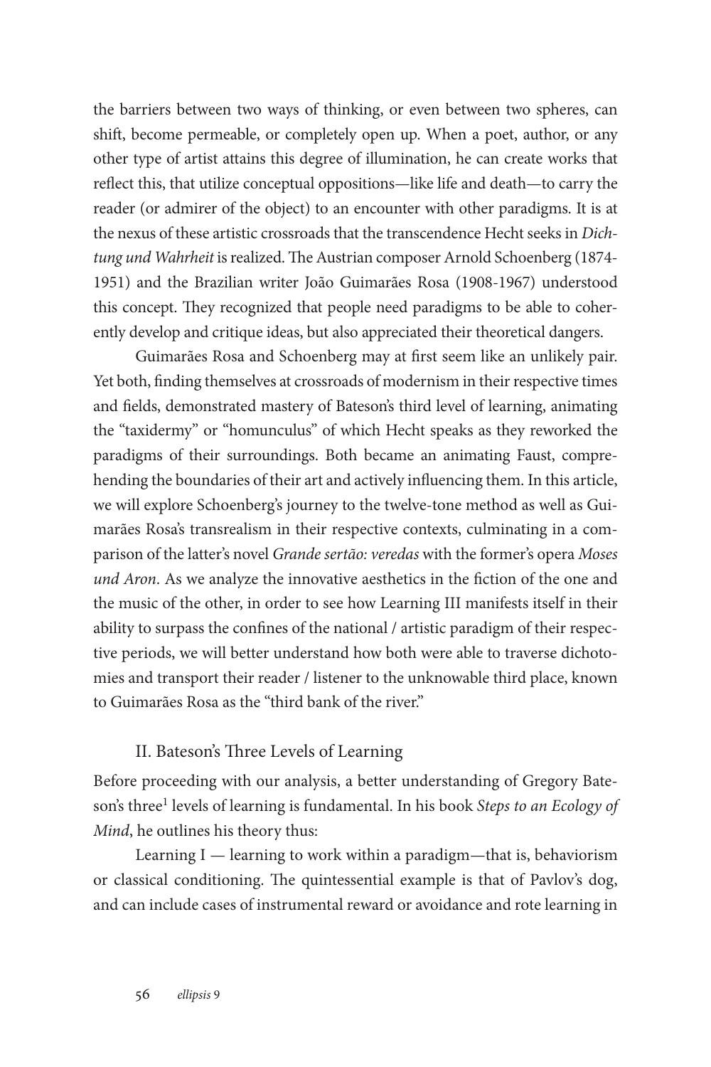the barriers between two ways of thinking, or even between two spheres, can shift, become permeable, or completely open up. When a poet, author, or any other type of artist attains this degree of illumination, he can create works that reflect this, that utilize conceptual oppositions—like life and death—to carry the reader (or admirer of the object) to an encounter with other paradigms. It is at the nexus of these artistic crossroads that the transcendence Hecht seeks in *Dichtung und Wahrheit* is realized. The Austrian composer Arnold Schoenberg (1874-1951) and the Brazilian writer João Guimarães Rosa (1908-1967) understood this concept. They recognized that people need paradigms to be able to coherently develop and critique ideas, but also appreciated their theoretical dangers.

Guimarães Rosa and Schoenberg may at first seem like an unlikely pair. Yet both, finding themselves at crossroads of modernism in their respective times and fields, demonstrated mastery of Bateson's third level of learning, animating the "taxidermy" or "homunculus" of which Hecht speaks as they reworked the paradigms of their surroundings. Both became an animating Faust, comprehending the boundaries of their art and actively influencing them. In this article, we will explore Schoenberg's journey to the twelve-tone method as well as Guimarães Rosa's transrealism in their respective contexts, culminating in a comparison of the latter's novel *Grande sertão: veredas* with the former's opera *Moses und Aron*. As we analyze the innovative aesthetics in the fiction of the one and the music of the other, in order to see how Learning III manifests itself in their ability to surpass the confines of the national / artistic paradigm of their respective periods, we will better understand how both were able to traverse dichotomies and transport their reader / listener to the unknowable third place, known to Guimarães Rosa as the "third bank of the river."

## II. Bateson's Three Levels of Learning

Before proceeding with our analysis, a better understanding of Gregory Bateson's three[1] levels of learning is fundamental. In his book *Steps to an Ecology of Mind*, he outlines his theory thus:

Learning I — learning to work within a paradigm—that is, behaviorism or classical conditioning. The quintessential example is that of Pavlov's dog, and can include cases of instrumental reward or avoidance and rote learning in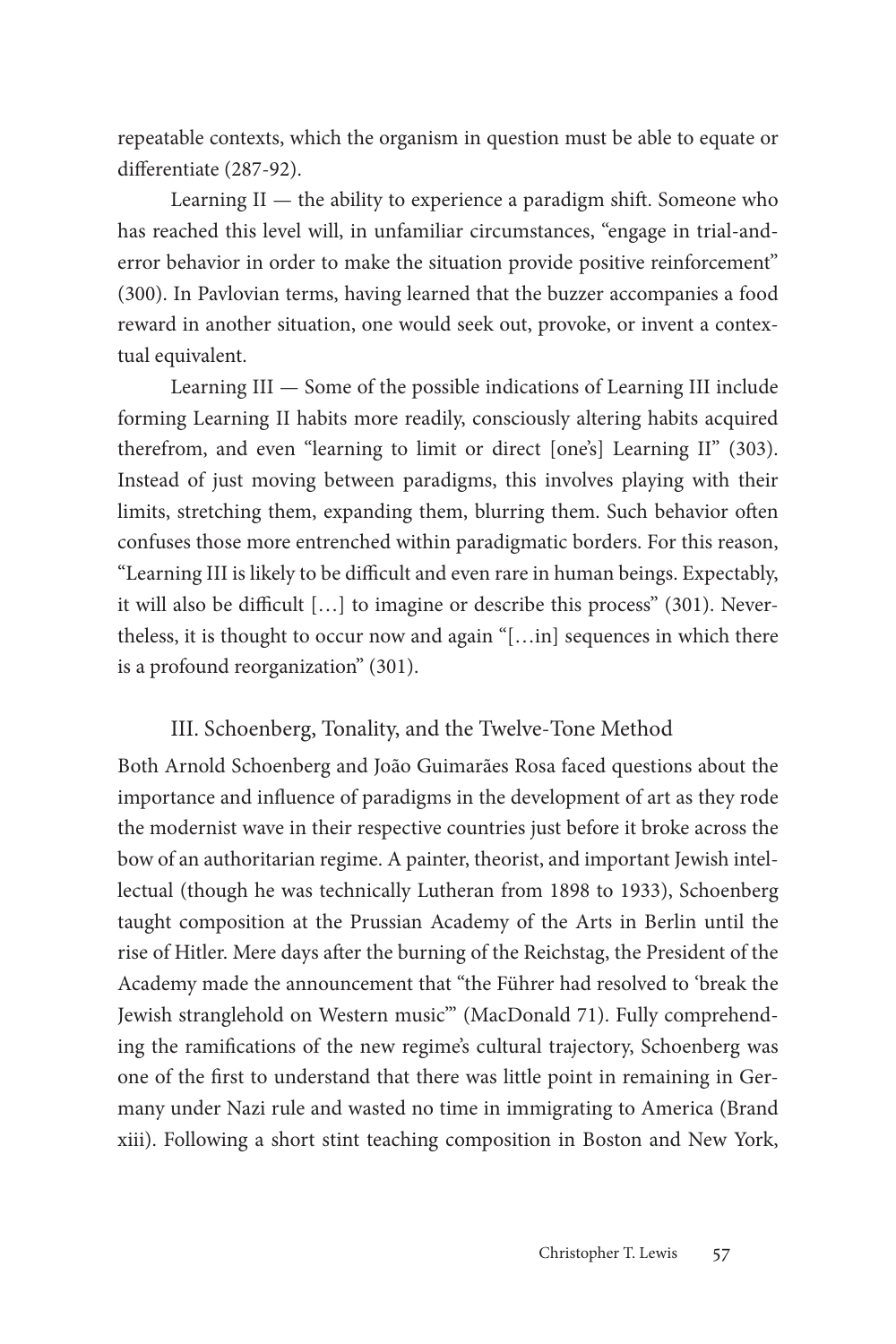repeatable contexts, which the organism in question must be able to equate or differentiate (287-92).

Learning II — the ability to experience a paradigm shift. Someone who has reached this level will, in unfamiliar circumstances, "engage in trial-and-error behavior in order to make the situation provide positive reinforcement" (300). In Pavlovian terms, having learned that the buzzer accompanies a food reward in another situation, one would seek out, provoke, or invent a contextual equivalent.

Learning III — Some of the possible indications of Learning III include forming Learning II habits more readily, consciously altering habits acquired therefrom, and even "learning to limit or direct [one's] Learning II" (303). Instead of just moving between paradigms, this involves playing with their limits, stretching them, expanding them, blurring them. Such behavior often confuses those more entrenched within paradigmatic borders. For this reason, "Learning III is likely to be difficult and even rare in human beings. Expectably, it will also be difficult […] to imagine or describe this process" (301). Nevertheless, it is thought to occur now and again "[…in] sequences in which there is a profound reorganization" (301).

## III. Schoenberg, Tonality, and the Twelve-Tone Method

Both Arnold Schoenberg and João Guimarães Rosa faced questions about the importance and influence of paradigms in the development of art as they rode the modernist wave in their respective countries just before it broke across the bow of an authoritarian regime. A painter, theorist, and important Jewish intellectual (though he was technically Lutheran from 1898 to 1933), Schoenberg taught composition at the Prussian Academy of the Arts in Berlin until the rise of Hitler. Mere days after the burning of the Reichstag, the President of the Academy made the announcement that "the Führer had resolved to 'break the Jewish stranglehold on Western music'" (MacDonald 71). Fully comprehending the ramifications of the new regime's cultural trajectory, Schoenberg was one of the first to understand that there was little point in remaining in Germany under Nazi rule and wasted no time in immigrating to America (Brand xiii). Following a short stint teaching composition in Boston and New York,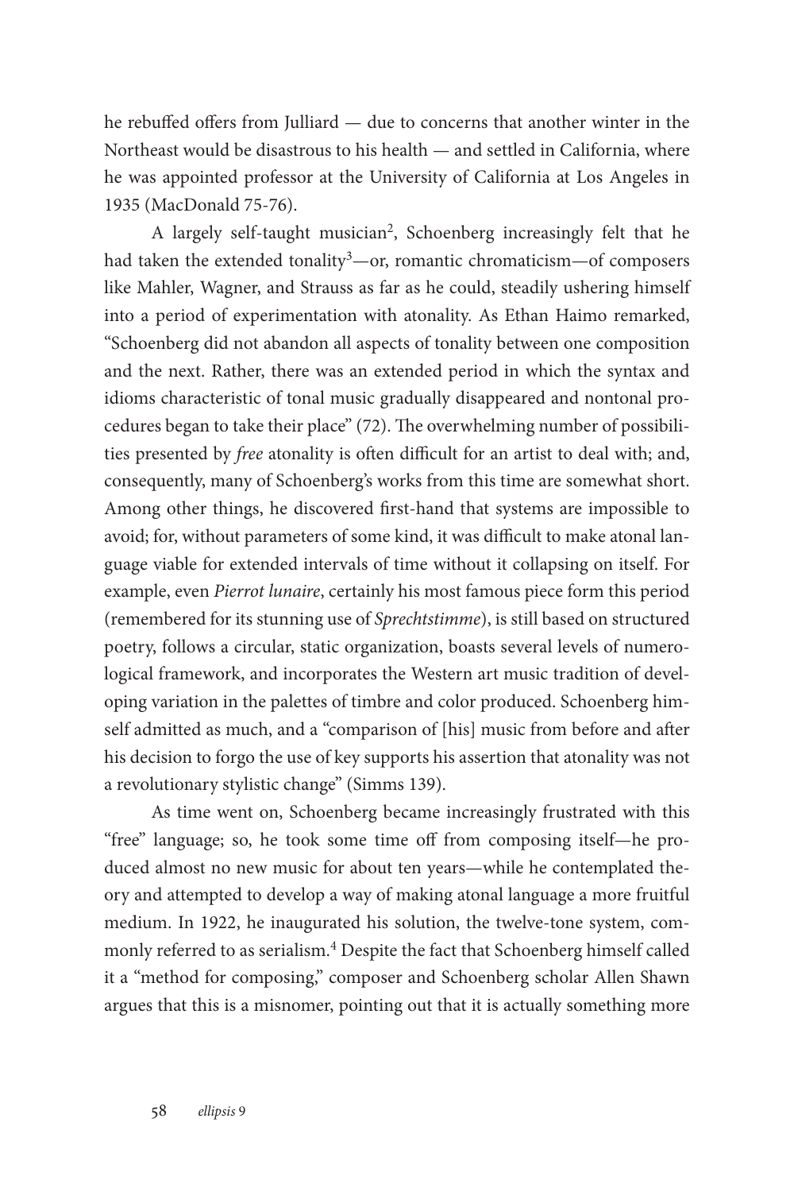he rebuffed offers from Julliard — due to concerns that another winter in the Northeast would be disastrous to his health — and settled in California, where he was appointed professor at the University of California at Los Angeles in 1935 (MacDonald 75-76).

A largely self-taught musician[2], Schoenberg increasingly felt that he had taken the extended tonality[3]—or, romantic chromaticism—of composers like Mahler, Wagner, and Strauss as far as he could, steadily ushering himself into a period of experimentation with atonality. As Ethan Haimo remarked, "Schoenberg did not abandon all aspects of tonality between one composition and the next. Rather, there was an extended period in which the syntax and idioms characteristic of tonal music gradually disappeared and nontonal procedures began to take their place" (72). The overwhelming number of possibilities presented by *free* atonality is often difficult for an artist to deal with; and, consequently, many of Schoenberg's works from this time are somewhat short. Among other things, he discovered first-hand that systems are impossible to avoid; for, without parameters of some kind, it was difficult to make atonal language viable for extended intervals of time without it collapsing on itself. For example, even *Pierrot lunaire*, certainly his most famous piece form this period (remembered for its stunning use of *Sprechtstimme*), is still based on structured poetry, follows a circular, static organization, boasts several levels of numerological framework, and incorporates the Western art music tradition of developing variation in the palettes of timbre and color produced. Schoenberg himself admitted as much, and a "comparison of [his] music from before and after his decision to forgo the use of key supports his assertion that atonality was not a revolutionary stylistic change" (Simms 139).

As time went on, Schoenberg became increasingly frustrated with this "free" language; so, he took some time off from composing itself—he produced almost no new music for about ten years—while he contemplated theory and attempted to develop a way of making atonal language a more fruitful medium. In 1922, he inaugurated his solution, the twelve-tone system, commonly referred to as serialism.[4] Despite the fact that Schoenberg himself called it a "method for composing," composer and Schoenberg scholar Allen Shawn argues that this is a misnomer, pointing out that it is actually something more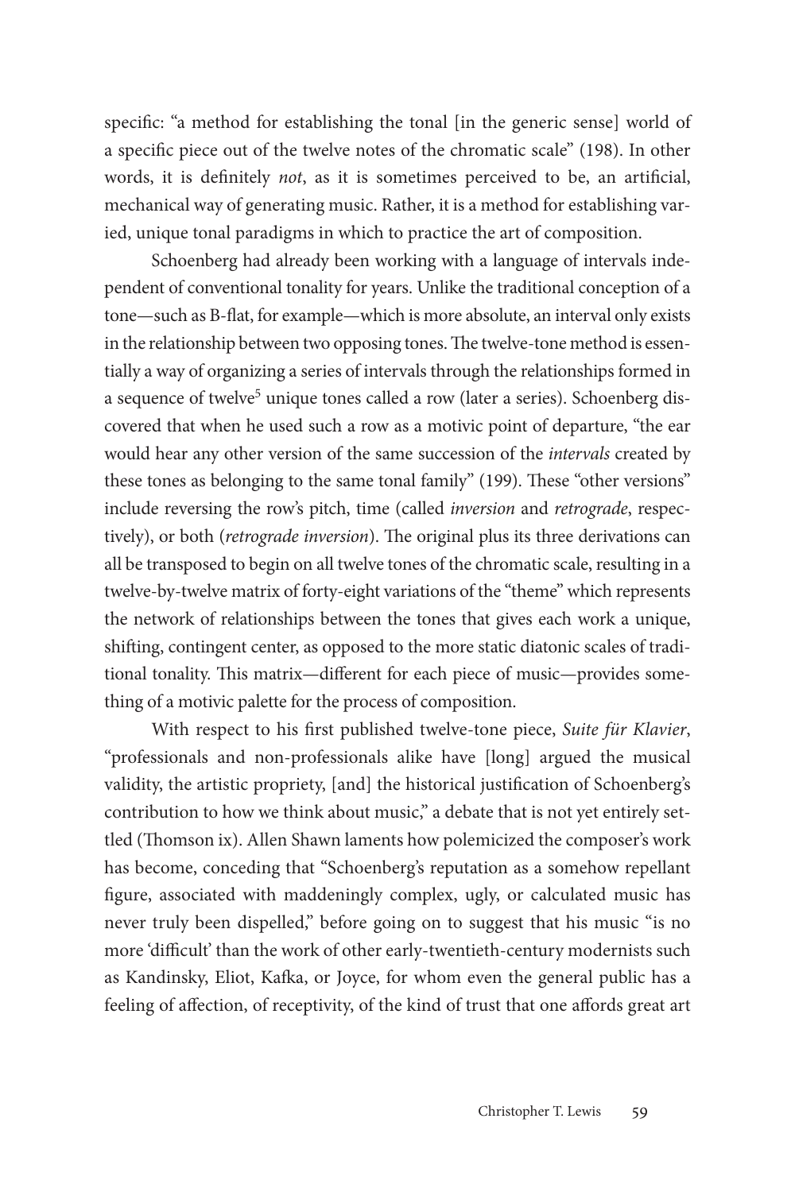specific: "a method for establishing the tonal [in the generic sense] world of a specific piece out of the twelve notes of the chromatic scale" (198). In other words, it is definitely *not*, as it is sometimes perceived to be, an artificial, mechanical way of generating music. Rather, it is a method for establishing varied, unique tonal paradigms in which to practice the art of composition.

Schoenberg had already been working with a language of intervals independent of conventional tonality for years. Unlike the traditional conception of a tone—such as B-flat, for example—which is more absolute, an interval only exists in the relationship between two opposing tones. The twelve-tone method is essentially a way of organizing a series of intervals through the relationships formed in a sequence of twelve[5] unique tones called a row (later a series). Schoenberg discovered that when he used such a row as a motivic point of departure, "the ear would hear any other version of the same succession of the *intervals* created by these tones as belonging to the same tonal family" (199). These "other versions" include reversing the row's pitch, time (called *inversion* and *retrograde*, respectively), or both (*retrograde inversion*). The original plus its three derivations can all be transposed to begin on all twelve tones of the chromatic scale, resulting in a twelve-by-twelve matrix of forty-eight variations of the "theme" which represents the network of relationships between the tones that gives each work a unique, shifting, contingent center, as opposed to the more static diatonic scales of traditional tonality. This matrix—different for each piece of music—provides something of a motivic palette for the process of composition.

With respect to his first published twelve-tone piece, *Suite für Klavier*, "professionals and non-professionals alike have [long] argued the musical validity, the artistic propriety, [and] the historical justification of Schoenberg's contribution to how we think about music," a debate that is not yet entirely settled (Thomson ix). Allen Shawn laments how polemicized the composer's work has become, conceding that "Schoenberg's reputation as a somehow repellant figure, associated with maddeningly complex, ugly, or calculated music has never truly been dispelled," before going on to suggest that his music "is no more 'difficult' than the work of other early-twentieth-century modernists such as Kandinsky, Eliot, Kafka, or Joyce, for whom even the general public has a feeling of affection, of receptivity, of the kind of trust that one affords great art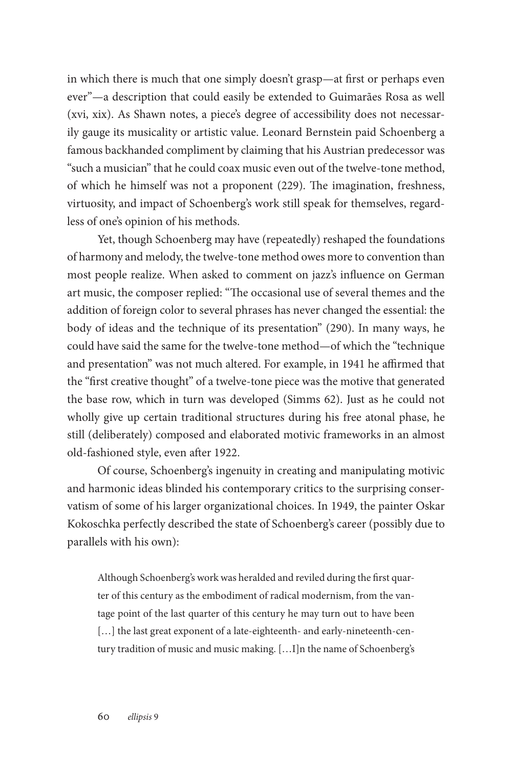in which there is much that one simply doesn't grasp—at first or perhaps even ever"—a description that could easily be extended to Guimarães Rosa as well (xvi, xix). As Shawn notes, a piece's degree of accessibility does not necessarily gauge its musicality or artistic value. Leonard Bernstein paid Schoenberg a famous backhanded compliment by claiming that his Austrian predecessor was "such a musician" that he could coax music even out of the twelve-tone method, of which he himself was not a proponent (229). The imagination, freshness, virtuosity, and impact of Schoenberg's work still speak for themselves, regardless of one's opinion of his methods.

Yet, though Schoenberg may have (repeatedly) reshaped the foundations of harmony and melody, the twelve-tone method owes more to convention than most people realize. When asked to comment on jazz's influence on German art music, the composer replied: "The occasional use of several themes and the addition of foreign color to several phrases has never changed the essential: the body of ideas and the technique of its presentation" (290). In many ways, he could have said the same for the twelve-tone method—of which the "technique and presentation" was not much altered. For example, in 1941 he affirmed that the "first creative thought" of a twelve-tone piece was the motive that generated the base row, which in turn was developed (Simms 62). Just as he could not wholly give up certain traditional structures during his free atonal phase, he still (deliberately) composed and elaborated motivic frameworks in an almost old-fashioned style, even after 1922.

Of course, Schoenberg's ingenuity in creating and manipulating motivic and harmonic ideas blinded his contemporary critics to the surprising conservatism of some of his larger organizational choices. In 1949, the painter Oskar Kokoschka perfectly described the state of Schoenberg's career (possibly due to parallels with his own):

> Although Schoenberg's work was heralded and reviled during the first quarter of this century as the embodiment of radical modernism, from the vantage point of the last quarter of this century he may turn out to have been […] the last great exponent of a late-eighteenth- and early-nineteenth-century tradition of music and music making. […I]n the name of Schoenberg's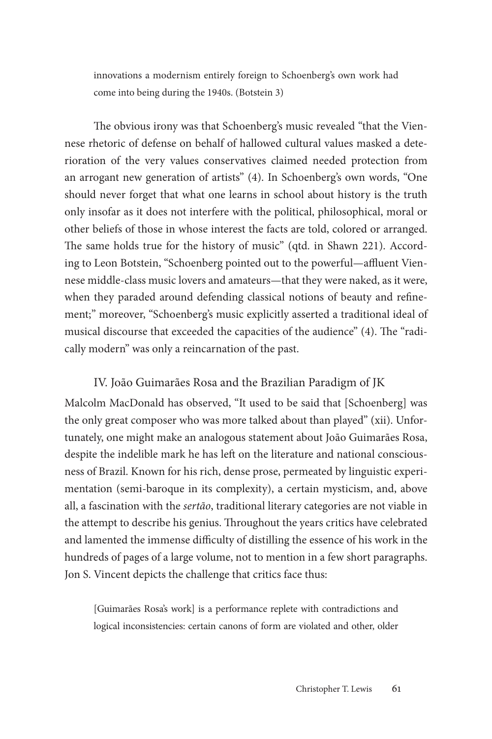innovations a modernism entirely foreign to Schoenberg's own work had come into being during the 1940s. (Botstein 3)

The obvious irony was that Schoenberg's music revealed "that the Viennese rhetoric of defense on behalf of hallowed cultural values masked a deterioration of the very values conservatives claimed needed protection from an arrogant new generation of artists" (4). In Schoenberg's own words, "One should never forget that what one learns in school about history is the truth only insofar as it does not interfere with the political, philosophical, moral or other beliefs of those in whose interest the facts are told, colored or arranged. The same holds true for the history of music" (qtd. in Shawn 221). According to Leon Botstein, "Schoenberg pointed out to the powerful—affluent Viennese middle-class music lovers and amateurs—that they were naked, as it were, when they paraded around defending classical notions of beauty and refinement;" moreover, "Schoenberg's music explicitly asserted a traditional ideal of musical discourse that exceeded the capacities of the audience" (4). The "radically modern" was only a reincarnation of the past.

## IV. João Guimarães Rosa and the Brazilian Paradigm of JK

Malcolm MacDonald has observed, "It used to be said that [Schoenberg] was the only great composer who was more talked about than played" (xii). Unfortunately, one might make an analogous statement about João Guimarães Rosa, despite the indelible mark he has left on the literature and national consciousness of Brazil. Known for his rich, dense prose, permeated by linguistic experimentation (semi-baroque in its complexity), a certain mysticism, and, above all, a fascination with the *sertão*, traditional literary categories are not viable in the attempt to describe his genius. Throughout the years critics have celebrated and lamented the immense difficulty of distilling the essence of his work in the hundreds of pages of a large volume, not to mention in a few short paragraphs. Jon S. Vincent depicts the challenge that critics face thus:

> [Guimarães Rosa's work] is a performance replete with contradictions and logical inconsistencies: certain canons of form are violated and other, older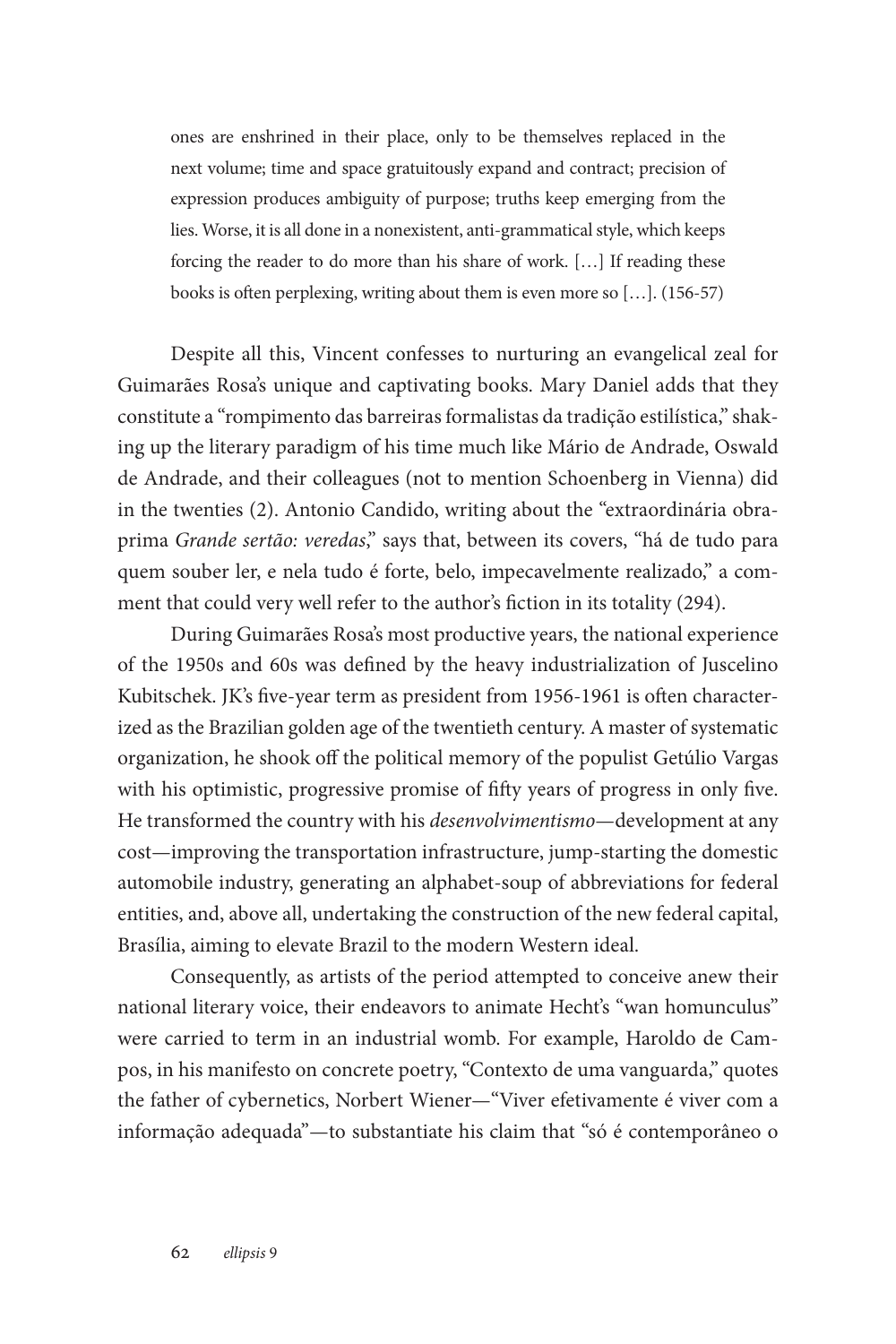> ones are enshrined in their place, only to be themselves replaced in the next volume; time and space gratuitously expand and contract; precision of expression produces ambiguity of purpose; truths keep emerging from the lies. Worse, it is all done in a nonexistent, anti-grammatical style, which keeps forcing the reader to do more than his share of work. […] If reading these books is often perplexing, writing about them is even more so […]. (156-57)

Despite all this, Vincent confesses to nurturing an evangelical zeal for Guimarães Rosa's unique and captivating books. Mary Daniel adds that they constitute a "rompimento das barreiras formalistas da tradição estilística," shaking up the literary paradigm of his time much like Mário de Andrade, Oswald de Andrade, and their colleagues (not to mention Schoenberg in Vienna) did in the twenties (2). Antonio Candido, writing about the "extraordinária obra-prima *Grande sertão: veredas*," says that, between its covers, "há de tudo para quem souber ler, e nela tudo é forte, belo, impecavelmente realizado," a comment that could very well refer to the author's fiction in its totality (294).

During Guimarães Rosa's most productive years, the national experience of the 1950s and 60s was defined by the heavy industrialization of Juscelino Kubitschek. JK's five-year term as president from 1956-1961 is often characterized as the Brazilian golden age of the twentieth century. A master of systematic organization, he shook off the political memory of the populist Getúlio Vargas with his optimistic, progressive promise of fifty years of progress in only five. He transformed the country with his *desenvolvimentismo*—development at any cost—improving the transportation infrastructure, jump-starting the domestic automobile industry, generating an alphabet-soup of abbreviations for federal entities, and, above all, undertaking the construction of the new federal capital, Brasília, aiming to elevate Brazil to the modern Western ideal.

Consequently, as artists of the period attempted to conceive anew their national literary voice, their endeavors to animate Hecht's "wan homunculus" were carried to term in an industrial womb. For example, Haroldo de Campos, in his manifesto on concrete poetry, "Contexto de uma vanguarda," quotes the father of cybernetics, Norbert Wiener—"Viver efetivamente é viver com a informação adequada"—to substantiate his claim that "só é contemporâneo o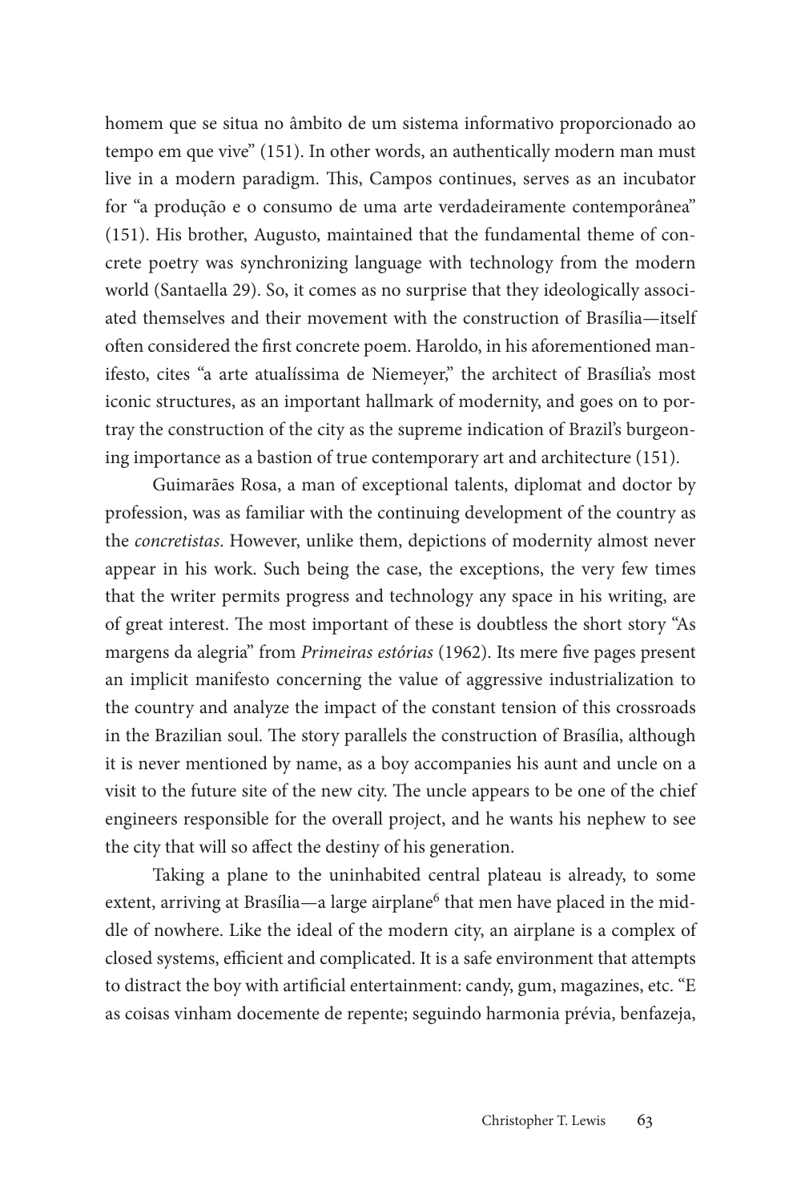homem que se situa no âmbito de um sistema informativo proporcionado ao tempo em que vive" (151). In other words, an authentically modern man must live in a modern paradigm. This, Campos continues, serves as an incubator for "a produção e o consumo de uma arte verdadeiramente contemporânea" (151). His brother, Augusto, maintained that the fundamental theme of concrete poetry was synchronizing language with technology from the modern world (Santaella 29). So, it comes as no surprise that they ideologically associated themselves and their movement with the construction of Brasília—itself often considered the first concrete poem. Haroldo, in his aforementioned manifesto, cites "a arte atualíssima de Niemeyer," the architect of Brasília's most iconic structures, as an important hallmark of modernity, and goes on to portray the construction of the city as the supreme indication of Brazil's burgeoning importance as a bastion of true contemporary art and architecture (151).

Guimarães Rosa, a man of exceptional talents, diplomat and doctor by profession, was as familiar with the continuing development of the country as the *concretistas*. However, unlike them, depictions of modernity almost never appear in his work. Such being the case, the exceptions, the very few times that the writer permits progress and technology any space in his writing, are of great interest. The most important of these is doubtless the short story "As margens da alegria" from *Primeiras estórias* (1962). Its mere five pages present an implicit manifesto concerning the value of aggressive industrialization to the country and analyze the impact of the constant tension of this crossroads in the Brazilian soul. The story parallels the construction of Brasília, although it is never mentioned by name, as a boy accompanies his aunt and uncle on a visit to the future site of the new city. The uncle appears to be one of the chief engineers responsible for the overall project, and he wants his nephew to see the city that will so affect the destiny of his generation.

Taking a plane to the uninhabited central plateau is already, to some extent, arriving at Brasília—a large airplane[6] that men have placed in the middle of nowhere. Like the ideal of the modern city, an airplane is a complex of closed systems, efficient and complicated. It is a safe environment that attempts to distract the boy with artificial entertainment: candy, gum, magazines, etc. "E as coisas vinham docemente de repente; seguindo harmonia prévia, benfazeja,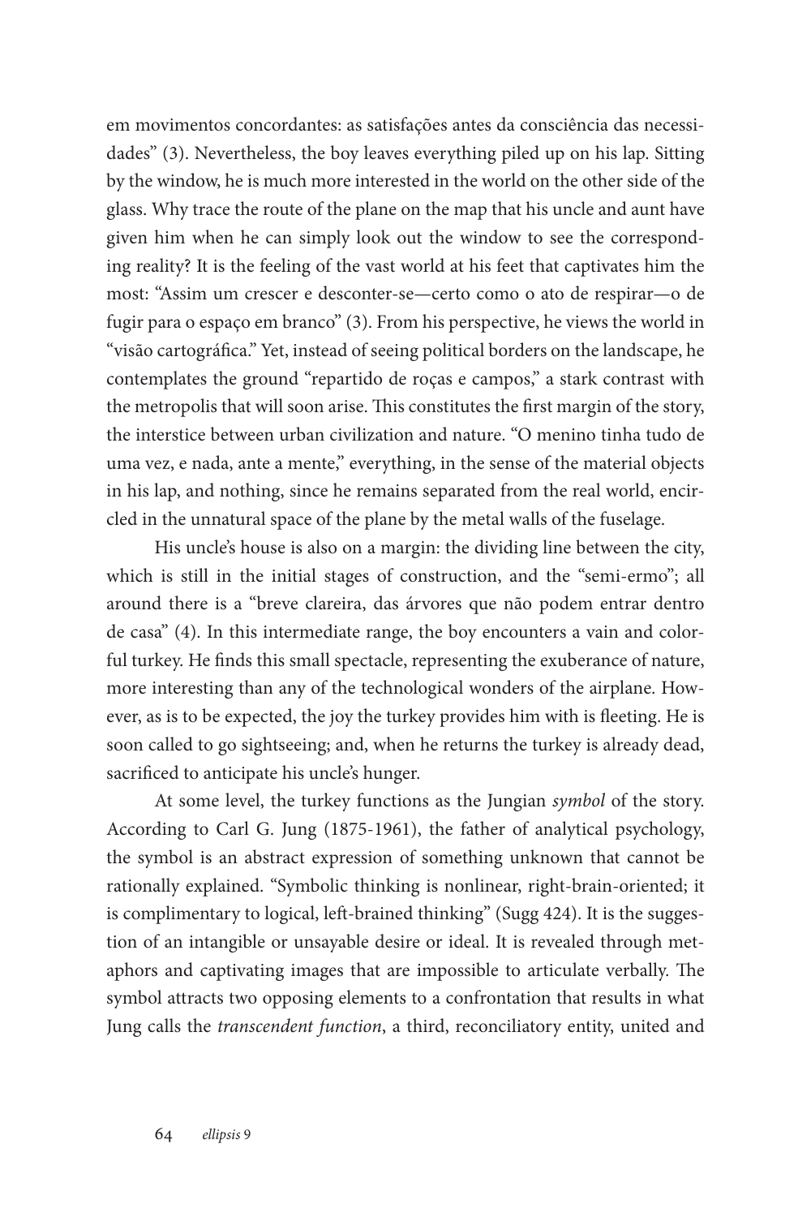em movimentos concordantes: as satisfações antes da consciência das necessidades" (3). Nevertheless, the boy leaves everything piled up on his lap. Sitting by the window, he is much more interested in the world on the other side of the glass. Why trace the route of the plane on the map that his uncle and aunt have given him when he can simply look out the window to see the corresponding reality? It is the feeling of the vast world at his feet that captivates him the most: "Assim um crescer e desconter-se—certo como o ato de respirar—o de fugir para o espaço em branco" (3). From his perspective, he views the world in "visão cartográfica." Yet, instead of seeing political borders on the landscape, he contemplates the ground "repartido de roças e campos," a stark contrast with the metropolis that will soon arise. This constitutes the first margin of the story, the interstice between urban civilization and nature. "O menino tinha tudo de uma vez, e nada, ante a mente," everything, in the sense of the material objects in his lap, and nothing, since he remains separated from the real world, encircled in the unnatural space of the plane by the metal walls of the fuselage.

His uncle's house is also on a margin: the dividing line between the city, which is still in the initial stages of construction, and the "semi-ermo"; all around there is a "breve clareira, das árvores que não podem entrar dentro de casa" (4). In this intermediate range, the boy encounters a vain and colorful turkey. He finds this small spectacle, representing the exuberance of nature, more interesting than any of the technological wonders of the airplane. However, as is to be expected, the joy the turkey provides him with is fleeting. He is soon called to go sightseeing; and, when he returns the turkey is already dead, sacrificed to anticipate his uncle's hunger.

At some level, the turkey functions as the Jungian *symbol* of the story. According to Carl G. Jung (1875-1961), the father of analytical psychology, the symbol is an abstract expression of something unknown that cannot be rationally explained. "Symbolic thinking is nonlinear, right-brain-oriented; it is complimentary to logical, left-brained thinking" (Sugg 424). It is the suggestion of an intangible or unsayable desire or ideal. It is revealed through metaphors and captivating images that are impossible to articulate verbally. The symbol attracts two opposing elements to a confrontation that results in what Jung calls the *transcendent function*, a third, reconciliatory entity, united and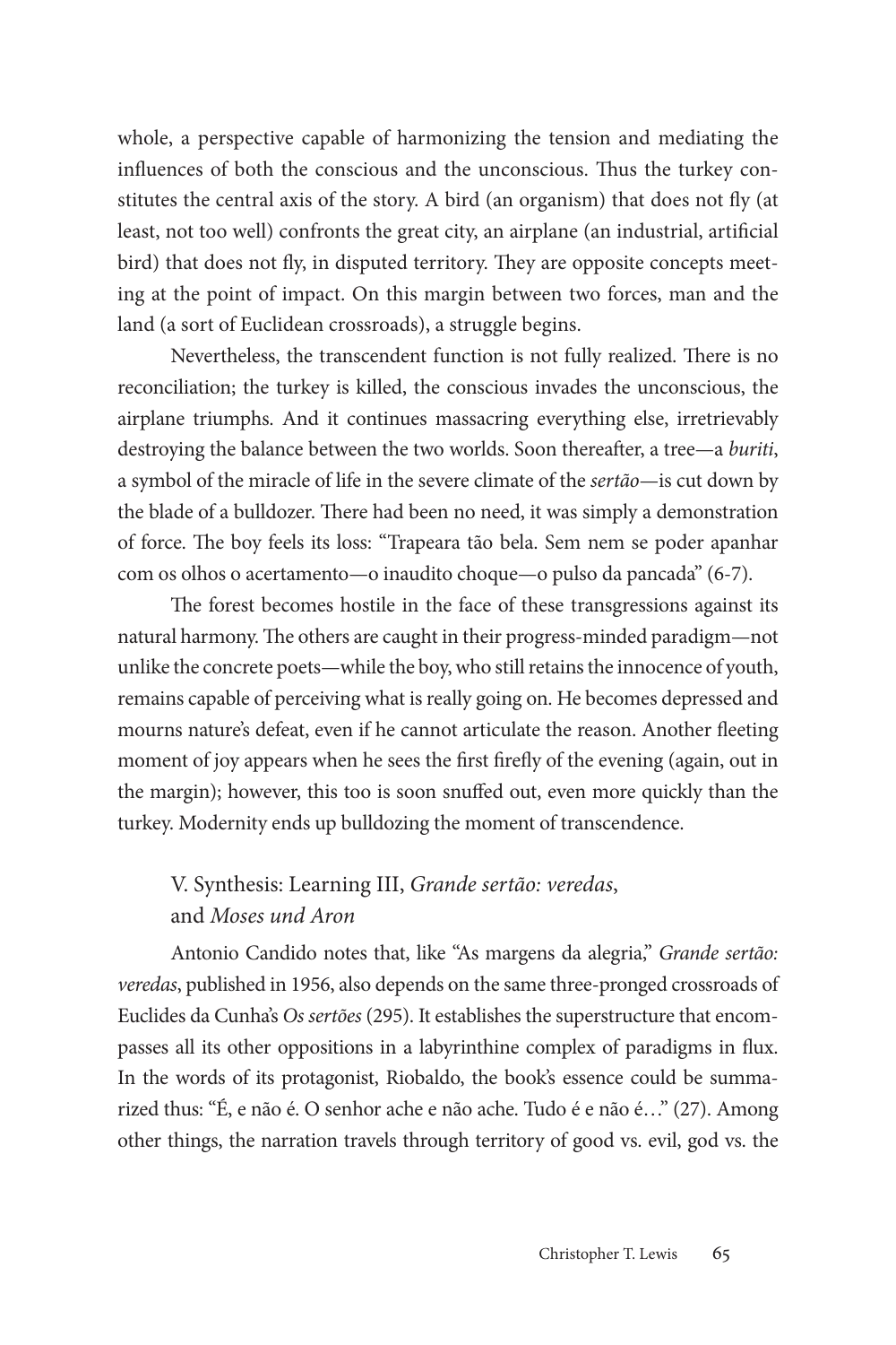whole, a perspective capable of harmonizing the tension and mediating the influences of both the conscious and the unconscious. Thus the turkey constitutes the central axis of the story. A bird (an organism) that does not fly (at least, not too well) confronts the great city, an airplane (an industrial, artificial bird) that does not fly, in disputed territory. They are opposite concepts meeting at the point of impact. On this margin between two forces, man and the land (a sort of Euclidean crossroads), a struggle begins.

Nevertheless, the transcendent function is not fully realized. There is no reconciliation; the turkey is killed, the conscious invades the unconscious, the airplane triumphs. And it continues massacring everything else, irretrievably destroying the balance between the two worlds. Soon thereafter, a tree—a *buriti*, a symbol of the miracle of life in the severe climate of the *sertão*—is cut down by the blade of a bulldozer. There had been no need, it was simply a demonstration of force. The boy feels its loss: "Trapeara tão bela. Sem nem se poder apanhar com os olhos o acertamento—o inaudito choque—o pulso da pancada" (6-7).

The forest becomes hostile in the face of these transgressions against its natural harmony. The others are caught in their progress-minded paradigm—not unlike the concrete poets—while the boy, who still retains the innocence of youth, remains capable of perceiving what is really going on. He becomes depressed and mourns nature's defeat, even if he cannot articulate the reason. Another fleeting moment of joy appears when he sees the first firefly of the evening (again, out in the margin); however, this too is soon snuffed out, even more quickly than the turkey. Modernity ends up bulldozing the moment of transcendence.

## V. Synthesis: Learning III, *Grande sertão: veredas*, and *Moses und Aron*

Antonio Candido notes that, like "As margens da alegria," *Grande sertão: veredas*, published in 1956, also depends on the same three-pronged crossroads of Euclides da Cunha's *Os sertões* (295). It establishes the superstructure that encompasses all its other oppositions in a labyrinthine complex of paradigms in flux. In the words of its protagonist, Riobaldo, the book's essence could be summarized thus: "É, e não é. O senhor ache e não ache. Tudo é e não é…" (27). Among other things, the narration travels through territory of good vs. evil, god vs. the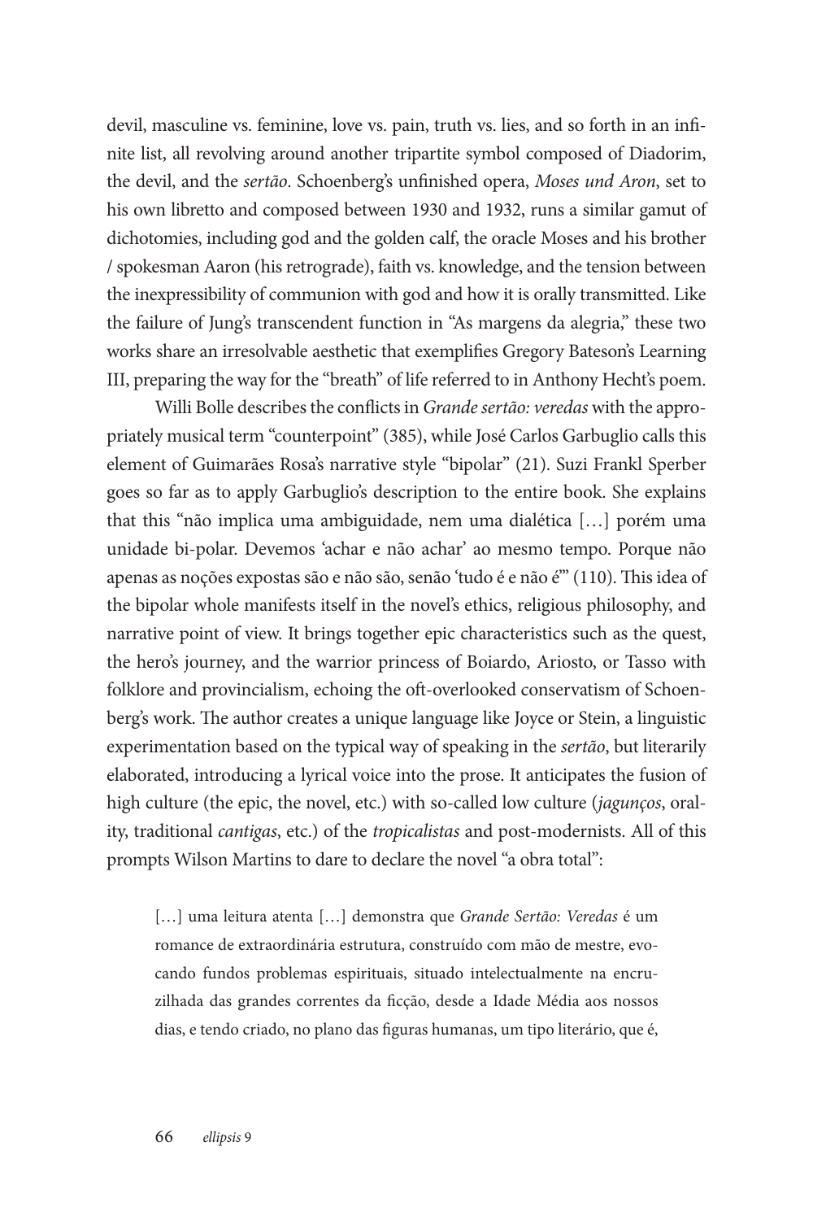devil, masculine vs. feminine, love vs. pain, truth vs. lies, and so forth in an infinite list, all revolving around another tripartite symbol composed of Diadorim, the devil, and the *sertão*. Schoenberg's unfinished opera, *Moses und Aron*, set to his own libretto and composed between 1930 and 1932, runs a similar gamut of dichotomies, including god and the golden calf, the oracle Moses and his brother / spokesman Aaron (his retrograde), faith vs. knowledge, and the tension between the inexpressibility of communion with god and how it is orally transmitted. Like the failure of Jung's transcendent function in "As margens da alegria," these two works share an irresolvable aesthetic that exemplifies Gregory Bateson's Learning III, preparing the way for the "breath" of life referred to in Anthony Hecht's poem.

Willi Bolle describes the conflicts in *Grande sertão: veredas* with the appropriately musical term "counterpoint" (385), while José Carlos Garbuglio calls this element of Guimarães Rosa's narrative style "bipolar" (21). Suzi Frankl Sperber goes so far as to apply Garbuglio's description to the entire book. She explains that this "não implica uma ambiguidade, nem uma dialética […] porém uma unidade bi-polar. Devemos 'achar e não achar' ao mesmo tempo. Porque não apenas as noções expostas são e não são, senão 'tudo é e não é'" (110). This idea of the bipolar whole manifests itself in the novel's ethics, religious philosophy, and narrative point of view. It brings together epic characteristics such as the quest, the hero's journey, and the warrior princess of Boiardo, Ariosto, or Tasso with folklore and provincialism, echoing the oft-overlooked conservatism of Schoenberg's work. The author creates a unique language like Joyce or Stein, a linguistic experimentation based on the typical way of speaking in the *sertão*, but literarily elaborated, introducing a lyrical voice into the prose. It anticipates the fusion of high culture (the epic, the novel, etc.) with so-called low culture (*jagunços*, orality, traditional *cantigas*, etc.) of the *tropicalistas* and post-modernists. All of this prompts Wilson Martins to dare to declare the novel "a obra total":

> […] uma leitura atenta […] demonstra que *Grande Sertão: Veredas* é um romance de extraordinária estrutura, construído com mão de mestre, evocando fundos problemas espirituais, situado intelectualmente na encruzilhada das grandes correntes da ficção, desde a Idade Média aos nossos dias, e tendo criado, no plano das figuras humanas, um tipo literário, que é,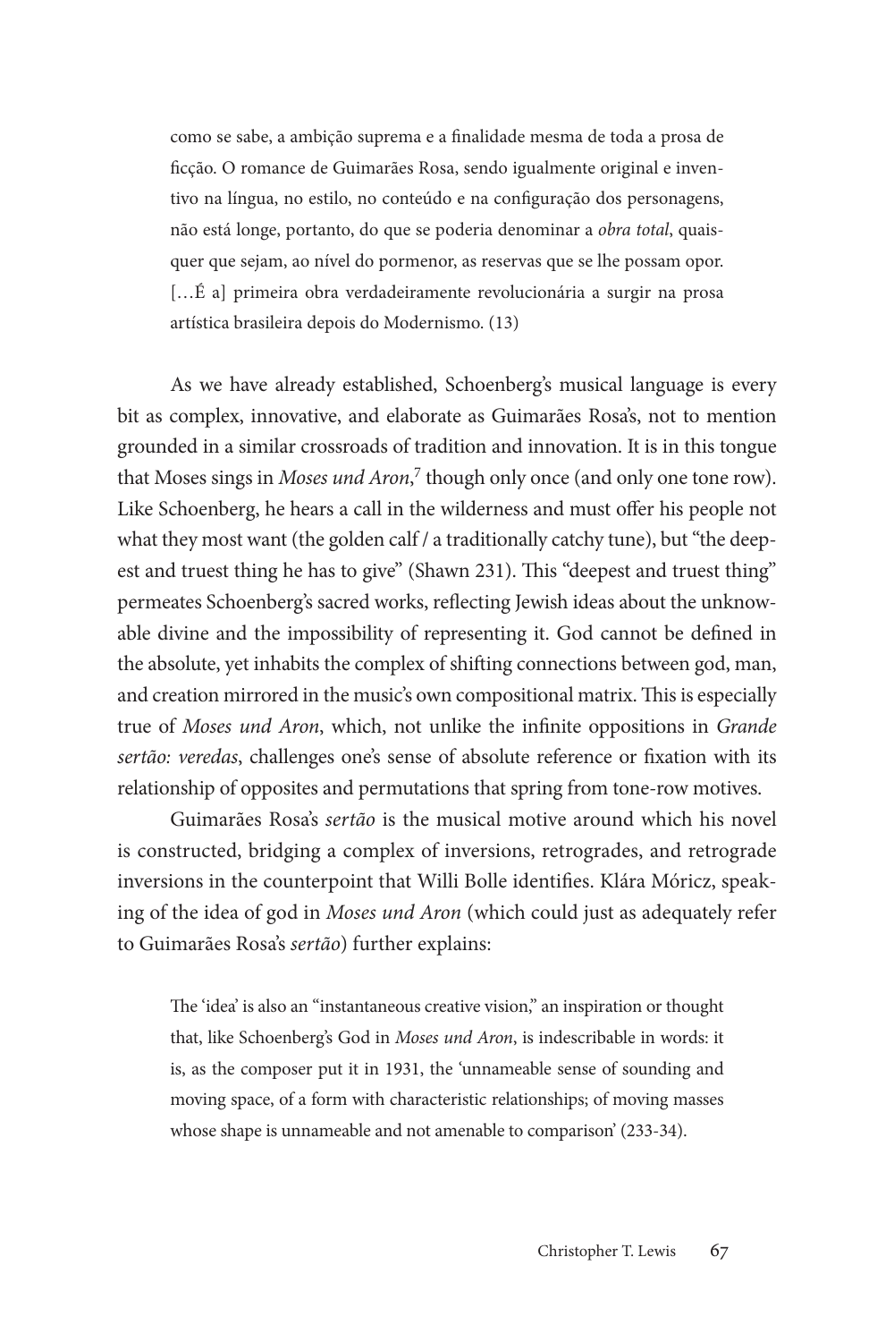> como se sabe, a ambição suprema e a finalidade mesma de toda a prosa de ficção. O romance de Guimarães Rosa, sendo igualmente original e inventivo na língua, no estilo, no conteúdo e na configuração dos personagens, não está longe, portanto, do que se poderia denominar a *obra total*, quaisquer que sejam, ao nível do pormenor, as reservas que se lhe possam opor. […É a] primeira obra verdadeiramente revolucionária a surgir na prosa artística brasileira depois do Modernismo. (13)

As we have already established, Schoenberg's musical language is every bit as complex, innovative, and elaborate as Guimarães Rosa's, not to mention grounded in a similar crossroads of tradition and innovation. It is in this tongue that Moses sings in *Moses und Aron*,[7] though only once (and only one tone row). Like Schoenberg, he hears a call in the wilderness and must offer his people not what they most want (the golden calf / a traditionally catchy tune), but "the deepest and truest thing he has to give" (Shawn 231). This "deepest and truest thing" permeates Schoenberg's sacred works, reflecting Jewish ideas about the unknowable divine and the impossibility of representing it. God cannot be defined in the absolute, yet inhabits the complex of shifting connections between god, man, and creation mirrored in the music's own compositional matrix. This is especially true of *Moses und Aron*, which, not unlike the infinite oppositions in *Grande sertão: veredas*, challenges one's sense of absolute reference or fixation with its relationship of opposites and permutations that spring from tone-row motives.

Guimarães Rosa's *sertão* is the musical motive around which his novel is constructed, bridging a complex of inversions, retrogrades, and retrograde inversions in the counterpoint that Willi Bolle identifies. Klára Móricz, speaking of the idea of god in *Moses und Aron* (which could just as adequately refer to Guimarães Rosa's *sertão*) further explains:

> The 'idea' is also an "instantaneous creative vision," an inspiration or thought that, like Schoenberg's God in *Moses und Aron*, is indescribable in words: it is, as the composer put it in 1931, the 'unnameable sense of sounding and moving space, of a form with characteristic relationships; of moving masses whose shape is unnameable and not amenable to comparison' (233-34).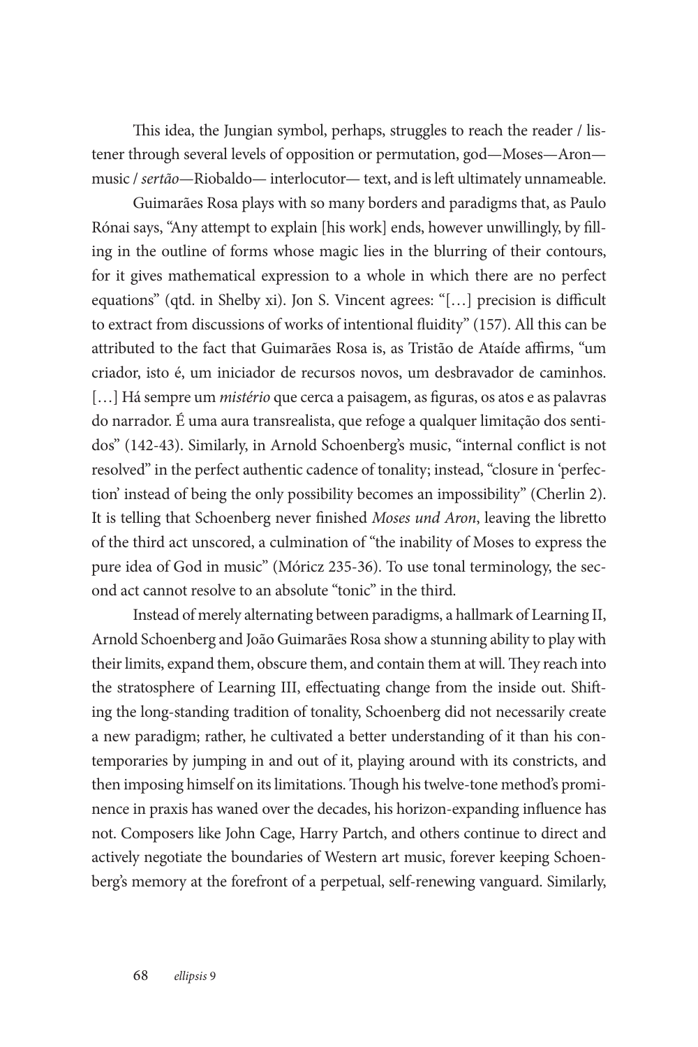This idea, the Jungian symbol, perhaps, struggles to reach the reader / listener through several levels of opposition or permutation, god—Moses—Aron—music / *sertão*—Riobaldo— interlocutor— text, and is left ultimately unnameable.

Guimarães Rosa plays with so many borders and paradigms that, as Paulo Rónai says, "Any attempt to explain [his work] ends, however unwillingly, by filling in the outline of forms whose magic lies in the blurring of their contours, for it gives mathematical expression to a whole in which there are no perfect equations" (qtd. in Shelby xi). Jon S. Vincent agrees: "[…] precision is difficult to extract from discussions of works of intentional fluidity" (157). All this can be attributed to the fact that Guimarães Rosa is, as Tristão de Ataíde affirms, "um criador, isto é, um iniciador de recursos novos, um desbravador de caminhos. […] Há sempre um *mistério* que cerca a paisagem, as figuras, os atos e as palavras do narrador. É uma aura transrealista, que refoge a qualquer limitação dos sentidos" (142-43). Similarly, in Arnold Schoenberg's music, "internal conflict is not resolved" in the perfect authentic cadence of tonality; instead, "closure in 'perfection' instead of being the only possibility becomes an impossibility" (Cherlin 2). It is telling that Schoenberg never finished *Moses und Aron*, leaving the libretto of the third act unscored, a culmination of "the inability of Moses to express the pure idea of God in music" (Móricz 235-36). To use tonal terminology, the second act cannot resolve to an absolute "tonic" in the third.

Instead of merely alternating between paradigms, a hallmark of Learning II, Arnold Schoenberg and João Guimarães Rosa show a stunning ability to play with their limits, expand them, obscure them, and contain them at will. They reach into the stratosphere of Learning III, effectuating change from the inside out. Shifting the long-standing tradition of tonality, Schoenberg did not necessarily create a new paradigm; rather, he cultivated a better understanding of it than his contemporaries by jumping in and out of it, playing around with its constricts, and then imposing himself on its limitations. Though his twelve-tone method's prominence in praxis has waned over the decades, his horizon-expanding influence has not. Composers like John Cage, Harry Partch, and others continue to direct and actively negotiate the boundaries of Western art music, forever keeping Schoenberg's memory at the forefront of a perpetual, self-renewing vanguard. Similarly,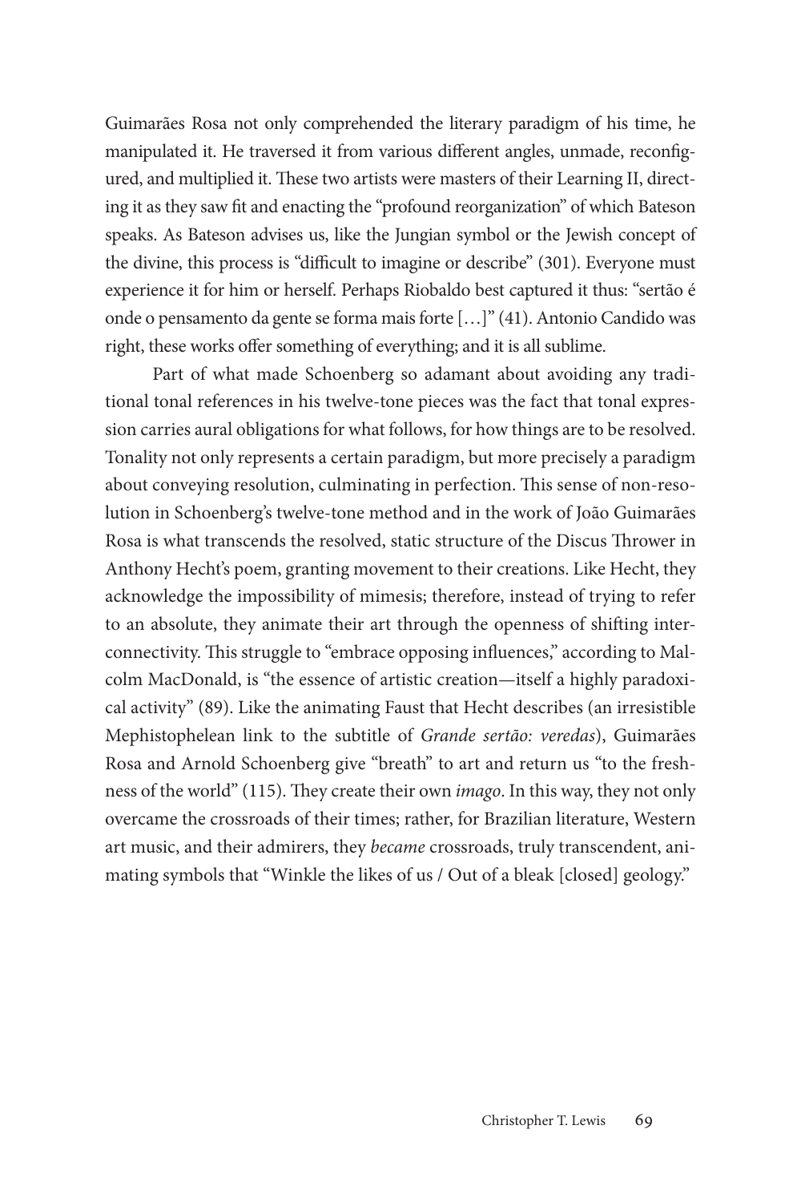Guimarães Rosa not only comprehended the literary paradigm of his time, he manipulated it. He traversed it from various different angles, unmade, reconfigured, and multiplied it. These two artists were masters of their Learning II, directing it as they saw fit and enacting the "profound reorganization" of which Bateson speaks. As Bateson advises us, like the Jungian symbol or the Jewish concept of the divine, this process is "difficult to imagine or describe" (301). Everyone must experience it for him or herself. Perhaps Riobaldo best captured it thus: "sertão é onde o pensamento da gente se forma mais forte […]" (41). Antonio Candido was right, these works offer something of everything; and it is all sublime.

Part of what made Schoenberg so adamant about avoiding any traditional tonal references in his twelve-tone pieces was the fact that tonal expression carries aural obligations for what follows, for how things are to be resolved. Tonality not only represents a certain paradigm, but more precisely a paradigm about conveying resolution, culminating in perfection. This sense of non-resolution in Schoenberg's twelve-tone method and in the work of João Guimarães Rosa is what transcends the resolved, static structure of the Discus Thrower in Anthony Hecht's poem, granting movement to their creations. Like Hecht, they acknowledge the impossibility of mimesis; therefore, instead of trying to refer to an absolute, they animate their art through the openness of shifting interconnectivity. This struggle to "embrace opposing influences," according to Malcolm MacDonald, is "the essence of artistic creation—itself a highly paradoxical activity" (89). Like the animating Faust that Hecht describes (an irresistible Mephistophelean link to the subtitle of *Grande sertão: veredas*), Guimarães Rosa and Arnold Schoenberg give "breath" to art and return us "to the freshness of the world" (115). They create their own *imago*. In this way, they not only overcame the crossroads of their times; rather, for Brazilian literature, Western art music, and their admirers, they *became* crossroads, truly transcendent, animating symbols that "Winkle the likes of us / Out of a bleak [closed] geology."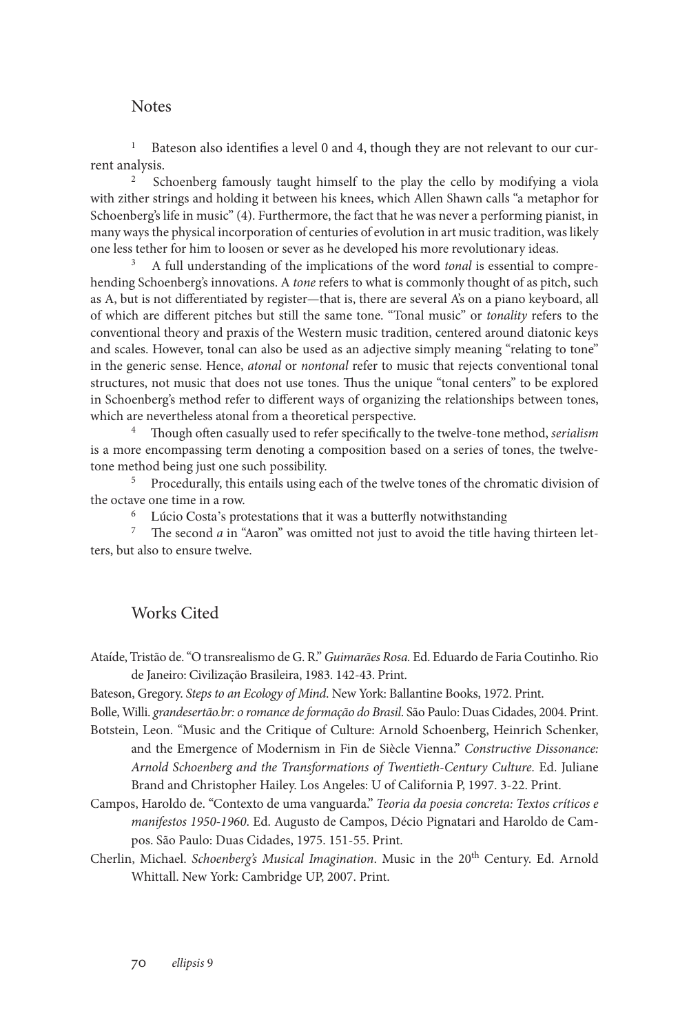## Notes

[1] Bateson also identifies a level 0 and 4, though they are not relevant to our current analysis.

[2] Schoenberg famously taught himself to the play the cello by modifying a viola with zither strings and holding it between his knees, which Allen Shawn calls "a metaphor for Schoenberg's life in music" (4). Furthermore, the fact that he was never a performing pianist, in many ways the physical incorporation of centuries of evolution in art music tradition, was likely one less tether for him to loosen or sever as he developed his more revolutionary ideas.

[3] A full understanding of the implications of the word *tonal* is essential to comprehending Schoenberg's innovations. A *tone* refers to what is commonly thought of as pitch, such as A, but is not differentiated by register—that is, there are several A's on a piano keyboard, all of which are different pitches but still the same tone. "Tonal music" or *tonality* refers to the conventional theory and praxis of the Western music tradition, centered around diatonic keys and scales. However, tonal can also be used as an adjective simply meaning "relating to tone" in the generic sense. Hence, *atonal* or *nontonal* refer to music that rejects conventional tonal structures, not music that does not use tones. Thus the unique "tonal centers" to be explored in Schoenberg's method refer to different ways of organizing the relationships between tones, which are nevertheless atonal from a theoretical perspective.

[4] Though often casually used to refer specifically to the twelve-tone method, *serialism* is a more encompassing term denoting a composition based on a series of tones, the twelve-tone method being just one such possibility.

[5] Procedurally, this entails using each of the twelve tones of the chromatic division of the octave one time in a row.

[6] Lúcio Costa's protestations that it was a butterfly notwithstanding

[7] The second *a* in "Aaron" was omitted not just to avoid the title having thirteen letters, but also to ensure twelve.

## Works Cited

Ataíde, Tristão de. "O transrealismo de G. R." *Guimarães Rosa.* Ed. Eduardo de Faria Coutinho. Rio de Janeiro: Civilização Brasileira, 1983. 142-43. Print.

Bateson, Gregory. *Steps to an Ecology of Mind*. New York: Ballantine Books, 1972. Print.

Bolle, Willi. *grandesertão.br: o romance de formação do Brasil*. São Paulo: Duas Cidades, 2004. Print.

Botstein, Leon. "Music and the Critique of Culture: Arnold Schoenberg, Heinrich Schenker, and the Emergence of Modernism in Fin de Siècle Vienna." *Constructive Dissonance: Arnold Schoenberg and the Transformations of Twentieth-Century Culture.* Ed. Juliane Brand and Christopher Hailey. Los Angeles: U of California P, 1997. 3-22. Print.

Campos, Haroldo de. "Contexto de uma vanguarda." *Teoria da poesia concreta: Textos críticos e manifestos 1950-1960*. Ed. Augusto de Campos, Décio Pignatari and Haroldo de Campos. São Paulo: Duas Cidades, 1975. 151-55. Print.

Cherlin, Michael. *Schoenberg's Musical Imagination*. Music in the 20th Century. Ed. Arnold Whittall. New York: Cambridge UP, 2007. Print.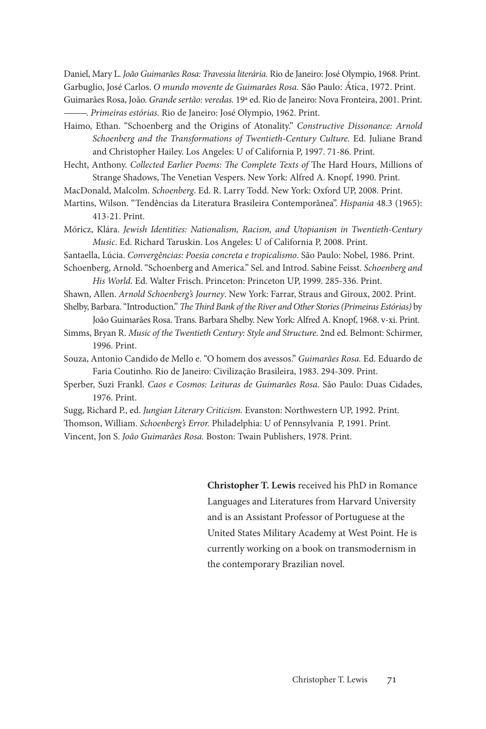Daniel, Mary L. *João Guimarães Rosa: Travessia literária.* Rio de Janeiro: José Olympio, 1968. Print.

Garbuglio, José Carlos. *O mundo movente de Guimarães Rosa.* São Paulo: Ática, 1972. Print.

Guimarães Rosa, João. *Grande sertão: veredas.* 19ª ed. Rio de Janeiro: Nova Fronteira, 2001. Print.

———. *Primeiras estórias.* Rio de Janeiro: José Olympio, 1962. Print.

Haimo, Ethan. "Schoenberg and the Origins of Atonality." *Constructive Dissonance: Arnold Schoenberg and the Transformations of Twentieth-Century Culture.* Ed. Juliane Brand and Christopher Hailey. Los Angeles: U of California P, 1997. 71-86. Print.

Hecht, Anthony. *Collected Earlier Poems: The Complete Texts of* The Hard Hours, Millions of Strange Shadows, The Venetian Vespers. New York: Alfred A. Knopf, 1990. Print.

MacDonald, Malcolm. *Schoenberg*. Ed. R. Larry Todd. New York: Oxford UP, 2008. Print.

Martins, Wilson. "Tendências da Literatura Brasileira Contemporânea". *Hispania* 48.3 (1965): 413-21. Print.

Móricz, Klára. *Jewish Identities: Nationalism, Racism, and Utopianism in Twentieth-Century Music*. Ed. Richard Taruskin. Los Angeles: U of California P, 2008. Print.

Santaella, Lúcia. *Convergências: Poesia concreta e tropicalismo*. São Paulo: Nobel, 1986. Print.

Schoenberg, Arnold. "Schoenberg and America." Sel. and Introd. Sabine Feisst. *Schoenberg and His World.* Ed. Walter Frisch. Princeton: Princeton UP, 1999. 285-336. Print.

Shawn, Allen. *Arnold Schoenberg's Journey*. New York: Farrar, Straus and Giroux, 2002. Print.

Shelby, Barbara. "Introduction." *The Third Bank of the River and Other Stories (Primeiras Estórias)* by João Guimarães Rosa. Trans. Barbara Shelby. New York: Alfred A. Knopf, 1968. v-xi. Print.

Simms, Bryan R. *Music of the Twentieth Century: Style and Structure*. 2nd ed. Belmont: Schirmer, 1996. Print.

Souza, Antonio Candido de Mello e. "O homem dos avessos." *Guimarães Rosa.* Ed. Eduardo de Faria Coutinho. Rio de Janeiro: Civilização Brasileira, 1983. 294-309. Print.

Sperber, Suzi Frankl. *Caos e Cosmos: Leituras de Guimarães Rosa*. São Paulo: Duas Cidades, 1976. Print.

Sugg, Richard P., ed. *Jungian Literary Criticism.* Evanston: Northwestern UP, 1992. Print.

Thomson, William. *Schoenberg's Error.* Philadelphia: U of Pennsylvania P, 1991. Print.

Vincent, Jon S. *João Guimarães Rosa.* Boston: Twain Publishers, 1978. Print.

**Christopher T. Lewis** received his PhD in Romance Languages and Literatures from Harvard University and is an Assistant Professor of Portuguese at the United States Military Academy at West Point. He is currently working on a book on transmodernism in the contemporary Brazilian novel.